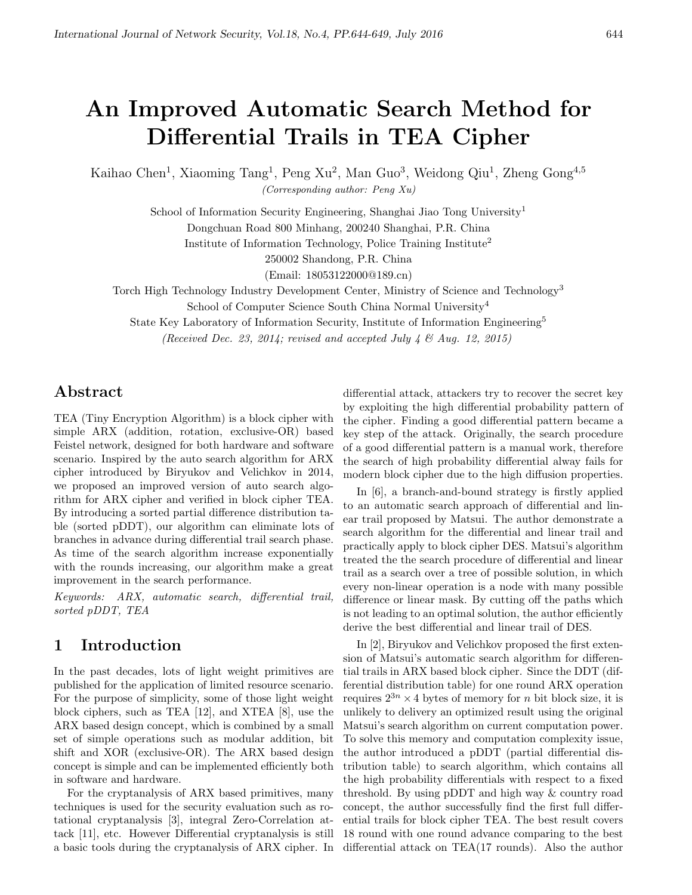# An Improved Automatic Search Method for Differential Trails in TEA Cipher

Kaihao Chen[1], Xiaoming Tang[1], Peng Xu[2], Man Guo[3], Weidong Qiu[1], Zheng Gong[4,5]

*(Corresponding author: Peng Xu)*

School of Information Security Engineering, Shanghai Jiao Tong University[1]

Dongchuan Road 800 Minhang, 200240 Shanghai, P.R. China

Institute of Information Technology, Police Training Institute[2]

250002 Shandong, P.R. China

(Email: 18053122000@189.cn)

Torch High Technology Industry Development Center, Ministry of Science and Technology[3]

School of Computer Science South China Normal University[4]

State Key Laboratory of Information Security, Institute of Information Engineering[5]

*(Received Dec. 23, 2014; revised and accepted July 4 & Aug. 12, 2015)*

## Abstract

TEA (Tiny Encryption Algorithm) is a block cipher with simple ARX (addition, rotation, exclusive-OR) based Feistel network, designed for both hardware and software scenario. Inspired by the auto search algorithm for ARX cipher introduced by Biryukov and Velichkov in 2014, we proposed an improved version of auto search algorithm for ARX cipher and verified in block cipher TEA. By introducing a sorted partial difference distribution table (sorted pDDT), our algorithm can eliminate lots of branches in advance during differential trail search phase. As time of the search algorithm increase exponentially with the rounds increasing, our algorithm make a great improvement in the search performance.

*Keywords: ARX, automatic search, differential trail, sorted pDDT, TEA*

## 1 Introduction

In the past decades, lots of light weight primitives are published for the application of limited resource scenario. For the purpose of simplicity, some of those light weight block ciphers, such as TEA [12], and XTEA [8], use the ARX based design concept, which is combined by a small set of simple operations such as modular addition, bit shift and XOR (exclusive-OR). The ARX based design concept is simple and can be implemented efficiently both in software and hardware.

For the cryptanalysis of ARX based primitives, many techniques is used for the security evaluation such as rotational cryptanalysis [3], integral Zero-Correlation attack [11], etc. However Differential cryptanalysis is still a basic tools during the cryptanalysis of ARX cipher. In differential attack, attackers try to recover the secret key by exploiting the high differential probability pattern of the cipher. Finding a good differential pattern became a key step of the attack. Originally, the search procedure of a good differential pattern is a manual work, therefore the search of high probability differential alway fails for modern block cipher due to the high diffusion properties.

In [6], a branch-and-bound strategy is firstly applied to an automatic search approach of differential and linear trail proposed by Matsui. The author demonstrate a search algorithm for the differential and linear trail and practically apply to block cipher DES. Matsui's algorithm treated the the search procedure of differential and linear trail as a search over a tree of possible solution, in which every non-linear operation is a node with many possible difference or linear mask. By cutting off the paths which is not leading to an optimal solution, the author efficiently derive the best differential and linear trail of DES.

In [2], Biryukov and Velichkov proposed the first extension of Matsui's automatic search algorithm for differential trails in ARX based block cipher. Since the DDT (differential distribution table) for one round ARX operation requires $2^{3n} \times 4$ bytes of memory for $n$ bit block size, it is unlikely to delivery an optimized result using the original Matsui's search algorithm on current computation power. To solve this memory and computation complexity issue, the author introduced a pDDT (partial differential distribution table) to search algorithm, which contains all the high probability differentials with respect to a fixed threshold. By using pDDT and high way & country road concept, the author successfully find the first full differential trails for block cipher TEA. The best result covers 18 round with one round advance comparing to the best differential attack on TEA(17 rounds). Also the author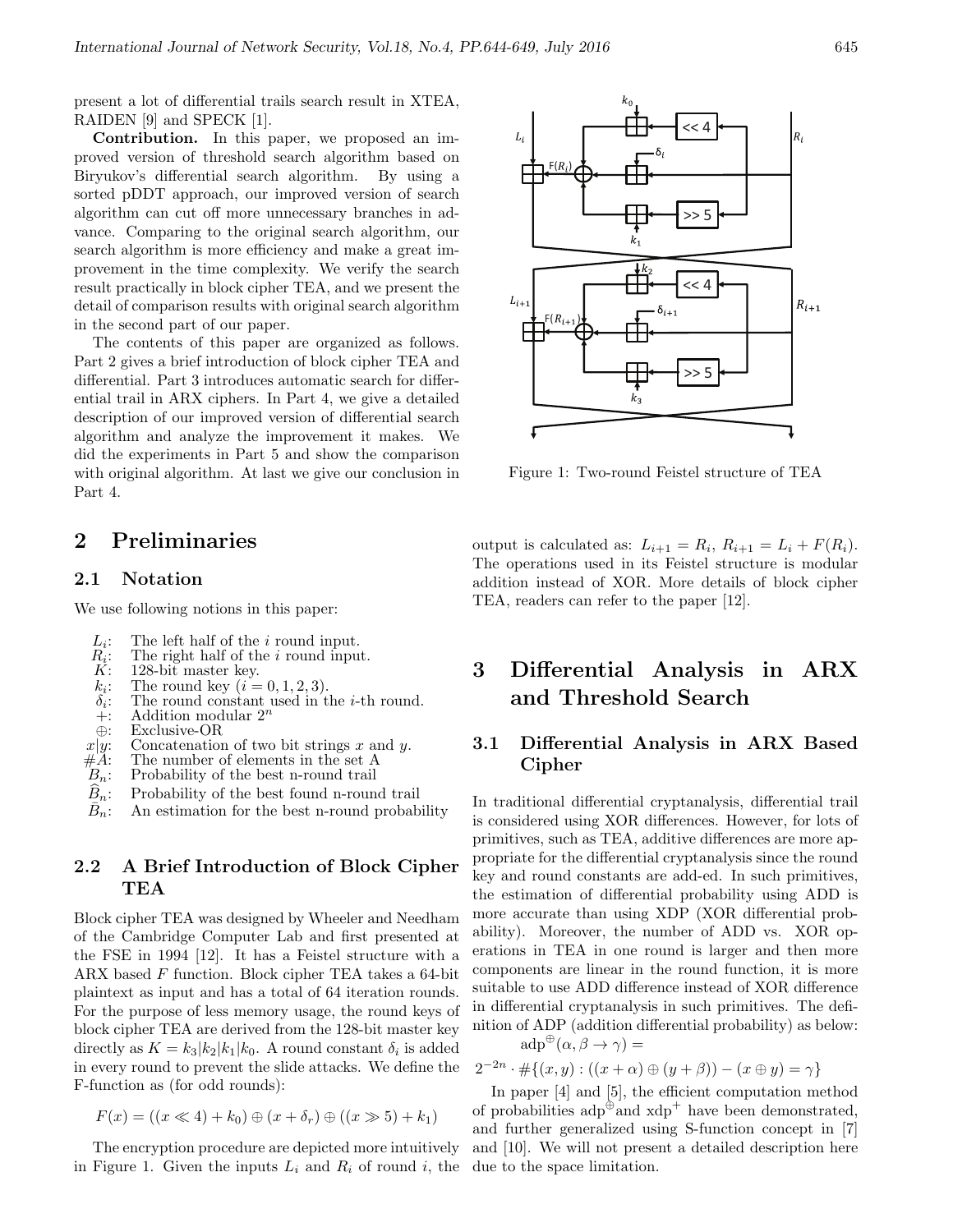present a lot of differential trails search result in XTEA, RAIDEN [9] and SPECK [1].

**Contribution.** In this paper, we proposed an improved version of threshold search algorithm based on Biryukov's differential search algorithm. By using a sorted pDDT approach, our improved version of search algorithm can cut off more unnecessary branches in advance. Comparing to the original search algorithm, our search algorithm is more efficiency and make a great improvement in the time complexity. We verify the search result practically in block cipher TEA, and we present the detail of comparison results with original search algorithm in the second part of our paper.

The contents of this paper are organized as follows. Part 2 gives a brief introduction of block cipher TEA and differential. Part 3 introduces automatic search for differential trail in ARX ciphers. In Part 4, we give a detailed description of our improved version of differential search algorithm and analyze the improvement it makes. We did the experiments in Part 5 and show the comparison with original algorithm. At last we give our conclusion in Part 4.

## 2 Preliminaries

### 2.1 Notation

We use following notions in this paper:

- $L_i$: The left half of the $i$ round input.
- $R_i$: The right half of the $i$ round input.
- $K$: 128-bit master key.
- $k_i$: The round key $(i = 0, 1, 2, 3)$.
- $\delta_i$: The round constant used in the $i$-th round.
- $+$: Addition modular $2^n$
- $\oplus$: Exclusive-OR
- $x|y$: Concatenation of two bit strings $x$ and $y$.
- $\#A$: The number of elements in the set A
- $B_n$: Probability of the best n-round trail
- $\widehat{B}_n$: Probability of the best found n-round trail
- $\bar{B}_n$: An estimation for the best n-round probability

### 2.2 A Brief Introduction of Block Cipher TEA

Block cipher TEA was designed by Wheeler and Needham of the Cambridge Computer Lab and first presented at the FSE in 1994 [12]. It has a Feistel structure with a ARX based $F$ function. Block cipher TEA takes a 64-bit plaintext as input and has a total of 64 iteration rounds. For the purpose of less memory usage, the round keys of block cipher TEA are derived from the 128-bit master key directly as $K = k_3|k_2|k_1|k_0$. A round constant $\delta_i$ is added in every round to prevent the slide attacks. We define the F-function as (for odd rounds):

$$F(x) = ((x \ll 4) + k_0) \oplus (x + \delta_r) \oplus ((x \gg 5) + k_1)$$

The encryption procedure are depicted more intuitively in Figure 1. Given the inputs $L_i$ and $R_i$ of round $i$, the output is calculated as: $L_{i+1} = R_i$, $R_{i+1} = L_i + F(R_i)$. The operations used in its Feistel structure is modular addition instead of XOR. More details of block cipher TEA, readers can refer to the paper [12].

Figure 1: Two-round Feistel structure of TEA

## 3 Differential Analysis in ARX and Threshold Search

### 3.1 Differential Analysis in ARX Based Cipher

In traditional differential cryptanalysis, differential trail is considered using XOR differences. However, for lots of primitives, such as TEA, additive differences are more appropriate for the differential cryptanalysis since the round key and round constants are add-ed. In such primitives, the estimation of differential probability using ADD is more accurate than using XDP (XOR differential probability). Moreover, the number of ADD vs. XOR operations in TEA in one round is larger and then more components are linear in the round function, it is more suitable to use ADD difference instead of XOR difference in differential cryptanalysis in such primitives. The definition of ADP (addition differential probability) as below:

$$\mathrm{adp}^{\oplus}(\alpha, \beta \rightarrow \gamma) =$$

$$2^{-2n} \cdot \#\{(x, y) : ((x + \alpha) \oplus (y + \beta)) - (x \oplus y) = \gamma\}$$

In paper [4] and [5], the efficient computation method of probabilities $\mathrm{adp}^{\oplus}$and $\mathrm{xdp}^{+}$ have been demonstrated, and further generalized using S-function concept in [7] and [10]. We will not present a detailed description here due to the space limitation.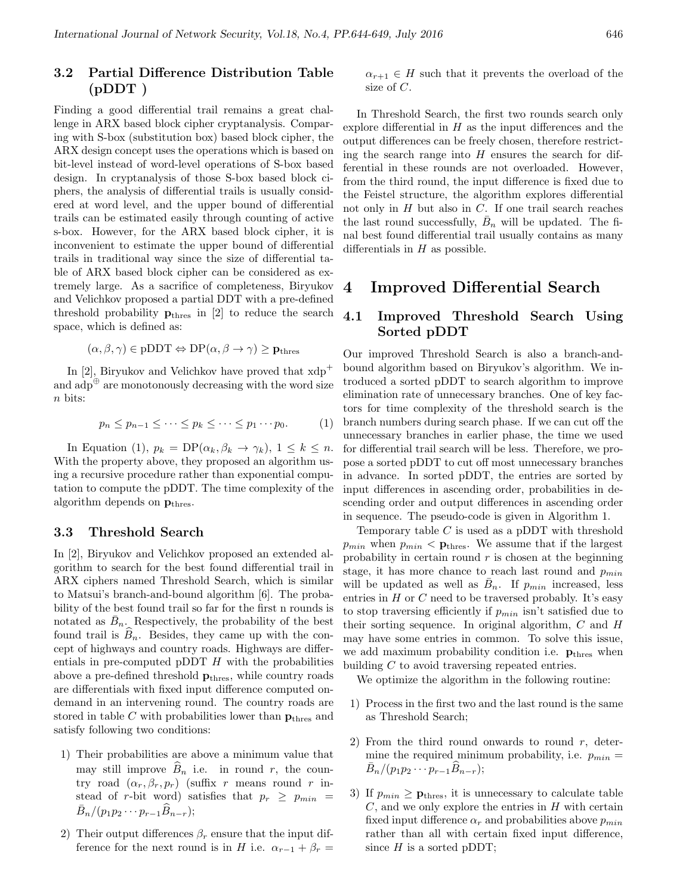### 3.2 Partial Difference Distribution Table (pDDT )

Finding a good differential trail remains a great challenge in ARX based block cipher cryptanalysis. Comparing with S-box (substitution box) based block cipher, the ARX design concept uses the operations which is based on bit-level instead of word-level operations of S-box based design. In cryptanalysis of those S-box based block ciphers, the analysis of differential trails is usually considered at word level, and the upper bound of differential trails can be estimated easily through counting of active s-box. However, for the ARX based block cipher, it is inconvenient to estimate the upper bound of differential trails in traditional way since the size of differential table of ARX based block cipher can be considered as extremely large. As a sacrifice of completeness, Biryukov and Velichkov proposed a partial DDT with a pre-defined threshold probability $\mathbf{p}_{\text{thres}}$ in [2] to reduce the search space, which is defined as:

$$(\alpha, \beta, \gamma) \in \text{pDDT} \Leftrightarrow \text{DP}(\alpha, \beta \to \gamma) \geq \mathbf{p}_{\text{thres}}$$

In [2], Biryukov and Velichkov have proved that $\text{xdp}^{+}$ and $\text{adp}^{\oplus}$ are monotonously decreasing with the word size $n$ bits:

$$p_n \leq p_{n-1} \leq \cdots \leq p_k \leq \cdots \leq p_1 \cdots p_0. \qquad (1)$$

In Equation (1), $p_k = \text{DP}(\alpha_k, \beta_k \to \gamma_k)$, $1 \leq k \leq n$. With the property above, they proposed an algorithm using a recursive procedure rather than exponential computation to compute the pDDT. The time complexity of the algorithm depends on $\mathbf{p}_{\text{thres}}$.

### 3.3 Threshold Search

In [2], Biryukov and Velichkov proposed an extended algorithm to search for the best found differential trail in ARX ciphers named Threshold Search, which is similar to Matsui's branch-and-bound algorithm [6]. The probability of the best found trail so far for the first n rounds is notated as $\bar{B}_n$. Respectively, the probability of the best found trail is $\widehat{B}_n$. Besides, they came up with the concept of highways and country roads. Highways are differentials in pre-computed pDDT $H$ with the probabilities above a pre-defined threshold $\mathbf{p}_{\text{thres}}$, while country roads are differentials with fixed input difference computed on-demand in an intervening round. The country roads are stored in table $C$ with probabilities lower than $\mathbf{p}_{\text{thres}}$ and satisfy following two conditions:

1) Their probabilities are above a minimum value that may still improve $\widehat{B}_n$ i.e. in round $r$, the country road $(\alpha_r, \beta_r, p_r)$ (suffix $r$ means round $r$ instead of $r$-bit word) satisfies that $p_r \geq p_{min} = \bar{B}_n/(p_1 p_2 \cdots p_{r-1} \widehat{B}_{n-r})$;

2) Their output differences $\beta_r$ ensure that the input difference for the next round is in $H$ i.e. $\alpha_{r-1} + \beta_r = \alpha_{r+1} \in H$ such that it prevents the overload of the size of $C$.

In Threshold Search, the first two rounds search only explore differential in $H$ as the input differences and the output differences can be freely chosen, therefore restricting the search range into $H$ ensures the search for differential in these rounds are not overloaded. However, from the third round, the input difference is fixed due to the Feistel structure, the algorithm explores differential not only in $H$ but also in $C$. If one trail search reaches the last round successfully, $\bar{B}_n$ will be updated. The final best found differential trail usually contains as many differentials in $H$ as possible.

## 4 Improved Differential Search

### 4.1 Improved Threshold Search Using Sorted pDDT

Our improved Threshold Search is also a branch-and-bound algorithm based on Biryukov's algorithm. We introduced a sorted pDDT to search algorithm to improve elimination rate of unnecessary branches. One of key factors for time complexity of the threshold search is the branch numbers during search phase. If we can cut off the unnecessary branches in earlier phase, the time we used for differential trail search will be less. Therefore, we propose a sorted pDDT to cut off most unnecessary branches in advance. In sorted pDDT, the entries are sorted by input differences in ascending order, probabilities in descending order and output differences in ascending order in sequence. The pseudo-code is given in Algorithm 1.

Temporary table $C$ is used as a pDDT with threshold $p_{min}$ when $p_{min} < \mathbf{p}_{\text{thres}}$. We assume that if the largest probability in certain round $r$ is chosen at the beginning stage, it has more chance to reach last round and $p_{min}$ will be updated as well as $\bar{B}_n$. If $p_{min}$ increased, less entries in $H$ or $C$ need to be traversed probably. It's easy to stop traversing efficiently if $p_{min}$ isn't satisfied due to their sorting sequence. In original algorithm, $C$ and $H$ may have some entries in common. To solve this issue, we add maximum probability condition i.e. $\mathbf{p}_{\text{thres}}$ when building $C$ to avoid traversing repeated entries.

We optimize the algorithm in the following routine:

1) Process in the first two and the last round is the same as Threshold Search;

2) From the third round onwards to round $r$, determine the required minimum probability, i.e. $p_{min} = \bar{B}_n/(p_1 p_2 \cdots p_{r-1} \widehat{B}_{n-r})$;

3) If $p_{min} \geq \mathbf{p}_{\text{thres}}$, it is unnecessary to calculate table $C$, and we only explore the entries in $H$ with certain fixed input difference $\alpha_r$ and probabilities above $p_{min}$ rather than all with certain fixed input difference, since $H$ is a sorted pDDT;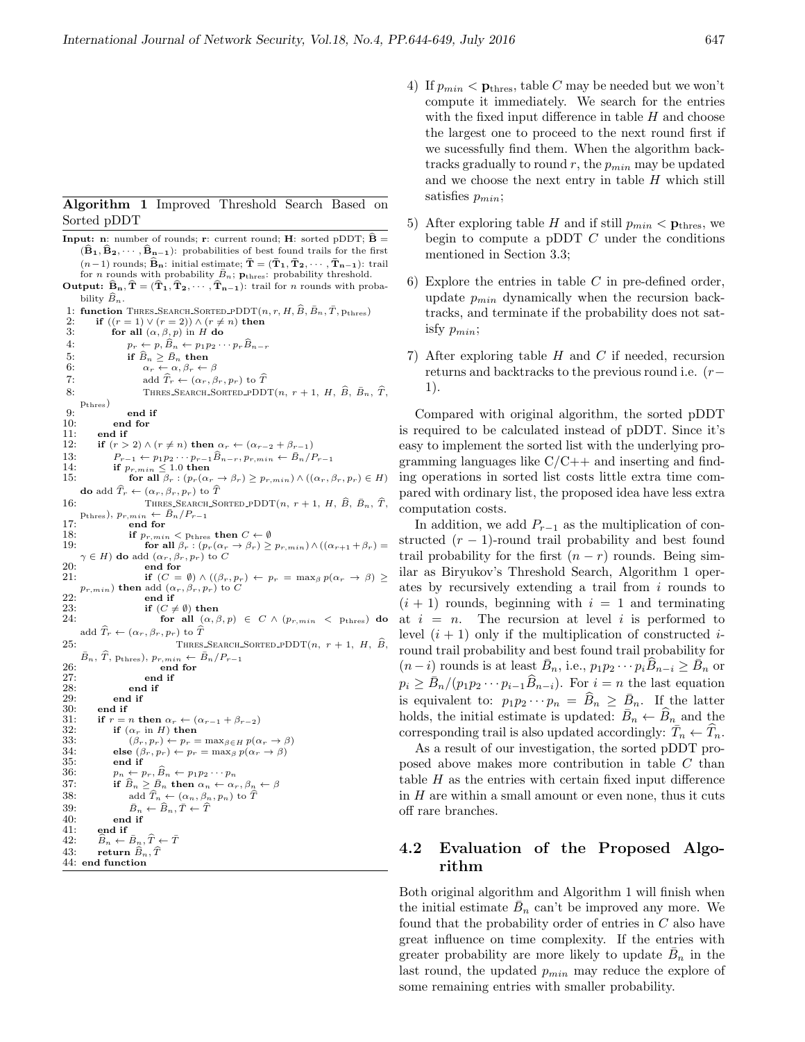**Algorithm 1** Improved Threshold Search Based on Sorted pDDT

**Input:** **n**: number of rounds; **r**: current round; **H**: sorted pDDT; $\widehat{\mathbf{B}} = (\widehat{\mathbf{B}}_1, \widehat{\mathbf{B}}_2, \cdots, \widehat{\mathbf{B}}_{n-1})$: probabilities of best found trails for the first $(n-1)$ rounds; $\widehat{\mathbf{B}}_n$: initial estimate; $\bar{\mathbf{T}} = (\bar{\mathbf{T}}_1, \bar{\mathbf{T}}_2, \cdots, \bar{\mathbf{T}}_{n-1})$: trail for $n$ rounds with probability $\bar{B}_n$; $\mathbf{p}_{\text{thres}}$: probability threshold.

**Output:** $\widehat{\mathbf{B}}_n, \widehat{\mathbf{T}} = (\widehat{\mathbf{T}}_1, \widehat{\mathbf{T}}_2, \cdots, \widehat{\mathbf{T}}_{n-1})$: trail for $n$ rounds with probability $\widehat{B}_n$.

```
1: function THRES_SEARCH_SORTED_pDDT(n, r, H, B̂, B̄_n, T̄, p_thres)
2:   if ((r = 1) ∨ (r = 2)) ∧ (r ≠ n) then
3:     for all (α, β, p) in H do
4:       p_r ← p, B̂_n ← p_1 p_2 ··· p_r B̂_{n−r}
5:       if B̂_n ≥ B̄_n then
6:         α_r ← α, β_r ← β
7:         add T̂_r ← (α_r, β_r, p_r) to T̂
8:         THRES_SEARCH_SORTED_pDDT(n, r + 1, H, B̂, B̄_n, T̂, p_thres)
9:       end if
10:    end for
11:  end if
12:  if (r > 2) ∧ (r ≠ n) then α_r ← (α_{r−2} + β_{r−1})
13:    P_{r−1} ← p_1 p_2 ··· p_{r−1} B̂_{n−r}, p_{r,min} ← B̄_n / P_{r−1}
14:    if p_{r,min} ≤ 1.0 then
15:      for all β_r : (p_r(α_r → β_r) ≥ p_{r,min}) ∧ ((α_r, β_r, p_r) ∈ H)
         do add T̂_r ← (α_r, β_r, p_r) to T̂
16:        THRES_SEARCH_SORTED_pDDT(n, r + 1, H, B̂, B̄_n, T̂,
           p_thres), p_{r,min} ← B̄_n / P_{r−1}
17:      end for
18:      if p_{r,min} < p_thres then C ← ∅
19:        for all β_r : (p_r(α_r → β_r) ≥ p_{r,min}) ∧ ((α_{r+1} + β_r) =
           γ ∈ H) do add (α_r, β_r, p_r) to C
20:        end for
21:        if (C = ∅) ∧ ((β_r, p_r) ← p_r = max_β p(α_r → β) ≥
           p_{r,min}) then add (α_r, β_r, p_r) to C
22:        end if
23:        if (C ≠ ∅) then
24:          for all (α, β, p) ∈ C ∧ (p_{r,min} < p_thres) do
             add T̂_r ← (α_r, β_r, p_r) to T̂
25:            THRES_SEARCH_SORTED_pDDT(n, r + 1, H, B̂,
               B̄_n, T̂, p_thres), p_{r,min} ← B̄_n / P_{r−1}
26:          end for
27:        end if
28:      end if
29:    end if
30:  end if
31:  if r = n then α_r ← (α_{r−1} + β_{r−2})
32:    if (α_r in H) then
33:      (β_r, p_r) ← p_r = max_{β∈H} p(α_r → β)
34:    else (β_r, p_r) ← p_r = max_β p(α_r → β)
35:    end if
36:    p_n ← p_r, B̂_n ← p_1 p_2 ··· p_n
37:    if B̂_n ≥ B̄_n then α_n ← α_r, β_n ← β
38:      add T̂_n ← (α_n, β_n, p_n) to T̂
39:      B̄_n ← B̂_n, T̄ ← T̂
40:    end if
41:  end if
42:  B̂_n ← B̄_n, T̂ ← T̄
43:  return B̂_n, T̂
44: end function
```

4) If $p_{min} < \mathbf{p}_{\text{thres}}$, table $C$ may be needed but we won't compute it immediately. We search for the entries with the fixed input difference in table $H$ and choose the largest one to proceed to the next round first if we sucessfully find them. When the algorithm backtracks gradually to round $r$, the $p_{min}$ may be updated and we choose the next entry in table $H$ which still satisfies $p_{min}$;

5) After exploring table $H$ and if still $p_{min} < \mathbf{p}_{\text{thres}}$, we begin to compute a pDDT $C$ under the conditions mentioned in Section 3.3;

6) Explore the entries in table $C$ in pre-defined order, update $p_{min}$ dynamically when the recursion backtracks, and terminate if the probability does not satisfy $p_{min}$;

7) After exploring table $H$ and $C$ if needed, recursion returns and backtracks to the previous round i.e. $(r-1)$.

Compared with original algorithm, the sorted pDDT is required to be calculated instead of pDDT. Since it's easy to implement the sorted list with the underlying programming languages like C/C++ and inserting and finding operations in sorted list costs little extra time compared with ordinary list, the proposed idea have less extra computation costs.

In addition, we add $P_{r-1}$ as the multiplication of constructed $(r-1)$-round trail probability and best found trail probability for the first $(n-r)$ rounds. Being similar as Biryukov's Threshold Search, Algorithm 1 operates by recursively extending a trail from $i$ rounds to $(i+1)$ rounds, beginning with $i = 1$ and terminating at $i = n$. The recursion at level $i$ is performed to level $(i+1)$ only if the multiplication of constructed $i$-round trail probability and best found trail probability for $(n-i)$ rounds is at least $\bar{B}_n$, i.e., $p_1 p_2 \cdots p_i \widehat{B}_{n-i} \geq \bar{B}_n$ or $p_i \geq \bar{B}_n/(p_1 p_2 \cdots p_{i-1}\widehat{B}_{n-i})$. For $i = n$ the last equation is equivalent to: $p_1 p_2 \cdots p_n = \widehat{B}_n \geq \bar{B}_n$. If the latter holds, the initial estimate is updated: $\bar{B}_n \leftarrow \widehat{B}_n$ and the corresponding trail is also updated accordingly: $\bar{T}_n \leftarrow \widehat{T}_n$.

As a result of our investigation, the sorted pDDT proposed above makes more contribution in table $C$ than table $H$ as the entries with certain fixed input difference in $H$ are within a small amount or even none, thus it cuts off rare branches.

## 4.2 Evaluation of the Proposed Algorithm

Both original algorithm and Algorithm 1 will finish when the initial estimate $\bar{B}_n$ can't be improved any more. We found that the probability order of entries in $C$ also have great influence on time complexity. If the entries with greater probability are more likely to update $\bar{B}_n$ in the last round, the updated $p_{min}$ may reduce the explore of some remaining entries with smaller probability.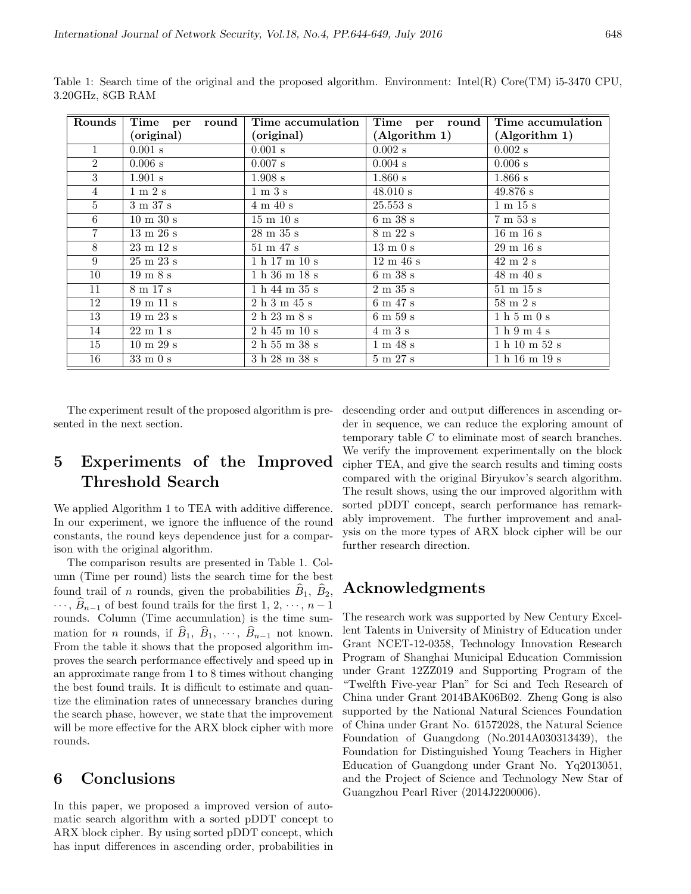Table 1: Search time of the original and the proposed algorithm. Environment: Intel(R) Core(TM) i5-3470 CPU, 3.20GHz, 8GB RAM

| **Rounds** | **Time per round (original)** | **Time accumulation (original)** | **Time per round (Algorithm 1)** | **Time accumulation (Algorithm 1)** |
|---|---|---|---|---|
| 1 | 0.001 s | 0.001 s | 0.002 s | 0.002 s |
| 2 | 0.006 s | 0.007 s | 0.004 s | 0.006 s |
| 3 | 1.901 s | 1.908 s | 1.860 s | 1.866 s |
| 4 | 1 m 2 s | 1 m 3 s | 48.010 s | 49.876 s |
| 5 | 3 m 37 s | 4 m 40 s | 25.553 s | 1 m 15 s |
| 6 | 10 m 30 s | 15 m 10 s | 6 m 38 s | 7 m 53 s |
| 7 | 13 m 26 s | 28 m 35 s | 8 m 22 s | 16 m 16 s |
| 8 | 23 m 12 s | 51 m 47 s | 13 m 0 s | 29 m 16 s |
| 9 | 25 m 23 s | 1 h 17 m 10 s | 12 m 46 s | 42 m 2 s |
| 10 | 19 m 8 s | 1 h 36 m 18 s | 6 m 38 s | 48 m 40 s |
| 11 | 8 m 17 s | 1 h 44 m 35 s | 2 m 35 s | 51 m 15 s |
| 12 | 19 m 11 s | 2 h 3 m 45 s | 6 m 47 s | 58 m 2 s |
| 13 | 19 m 23 s | 2 h 23 m 8 s | 6 m 59 s | 1 h 5 m 0 s |
| 14 | 22 m 1 s | 2 h 45 m 10 s | 4 m 3 s | 1 h 9 m 4 s |
| 15 | 10 m 29 s | 2 h 55 m 38 s | 1 m 48 s | 1 h 10 m 52 s |
| 16 | 33 m 0 s | 3 h 28 m 38 s | 5 m 27 s | 1 h 16 m 19 s |

The experiment result of the proposed algorithm is presented in the next section.

# 5 Experiments of the Improved Threshold Search

We applied Algorithm 1 to TEA with additive difference. In our experiment, we ignore the influence of the round constants, the round keys dependence just for a comparison with the original algorithm.

The comparison results are presented in Table 1. Column (Time per round) lists the search time for the best found trail of $n$ rounds, given the probabilities $\widehat{B}_1,\ \widehat{B}_2,\ \cdots,\ \widehat{B}_{n-1}$ of best found trails for the first $1, 2, \cdots, n-1$ rounds. Column (Time accumulation) is the time summation for $n$ rounds, if $\widehat{B}_1,\ \widehat{B}_1,\ \cdots,\ \widehat{B}_{n-1}$ not known. From the table it shows that the proposed algorithm improves the search performance effectively and speed up in an approximate range from 1 to 8 times without changing the best found trails. It is difficult to estimate and quantize the elimination rates of unnecessary branches during the search phase, however, we state that the improvement will be more effective for the ARX block cipher with more rounds.

# 6 Conclusions

In this paper, we proposed a improved version of automatic search algorithm with a sorted pDDT concept to ARX block cipher. By using sorted pDDT concept, which has input differences in ascending order, probabilities in descending order and output differences in ascending order in sequence, we can reduce the exploring amount of temporary table $C$ to eliminate most of search branches. We verify the improvement experimentally on the block cipher TEA, and give the search results and timing costs compared with the original Biryukov's search algorithm. The result shows, using the our improved algorithm with sorted pDDT concept, search performance has remarkably improvement. The further improvement and analysis on the more types of ARX block cipher will be our further research direction.

# Acknowledgments

The research work was supported by New Century Excellent Talents in University of Ministry of Education under Grant NCET-12-0358, Technology Innovation Research Program of Shanghai Municipal Education Commission under Grant 12ZZ019 and Supporting Program of the "Twelfth Five-year Plan" for Sci and Tech Research of China under Grant 2014BAK06B02. Zheng Gong is also supported by the National Natural Sciences Foundation of China under Grant No. 61572028, the Natural Science Foundation of Guangdong (No.2014A030313439), the Foundation for Distinguished Young Teachers in Higher Education of Guangdong under Grant No. Yq2013051, and the Project of Science and Technology New Star of Guangzhou Pearl River (2014J2200006).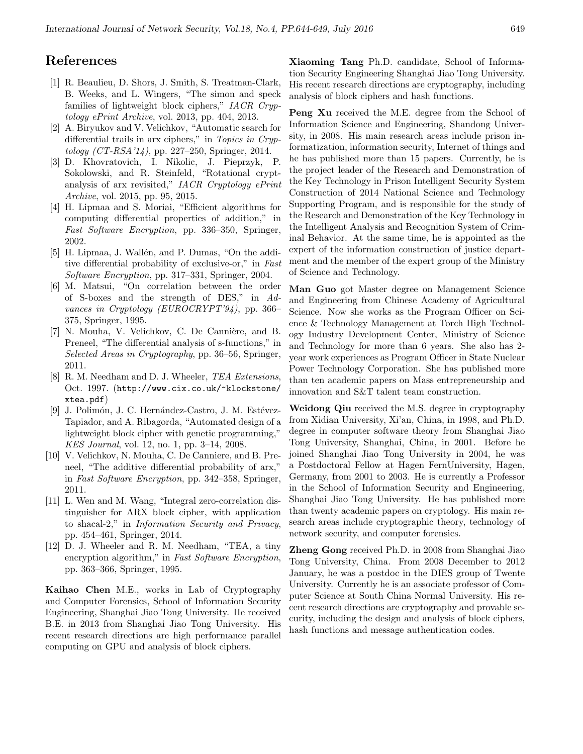## References

[1] R. Beaulieu, D. Shors, J. Smith, S. Treatman-Clark, B. Weeks, and L. Wingers, "The simon and speck families of lightweight block ciphers," *IACR Cryptology ePrint Archive*, vol. 2013, pp. 404, 2013.

[2] A. Biryukov and V. Velichkov, "Automatic search for differential trails in arx ciphers," in *Topics in Cryptology (CT-RSA'14)*, pp. 227–250, Springer, 2014.

[3] D. Khovratovich, I. Nikolic, J. Pieprzyk, P. Sokolowski, and R. Steinfeld, "Rotational cryptanalysis of arx revisited," *IACR Cryptology ePrint Archive*, vol. 2015, pp. 95, 2015.

[4] H. Lipmaa and S. Moriai, "Efficient algorithms for computing differential properties of addition," in *Fast Software Encryption*, pp. 336–350, Springer, 2002.

[5] H. Lipmaa, J. Wallén, and P. Dumas, "On the additive differential probability of exclusive-or," in *Fast Software Encryption*, pp. 317–331, Springer, 2004.

[6] M. Matsui, "On correlation between the order of S-boxes and the strength of DES," in *Advances in Cryptology (EUROCRYPT'94)*, pp. 366–375, Springer, 1995.

[7] N. Mouha, V. Velichkov, C. De Cannière, and B. Preneel, "The differential analysis of s-functions," in *Selected Areas in Cryptography*, pp. 36–56, Springer, 2011.

[8] R. M. Needham and D. J. Wheeler, *TEA Extensions*, Oct. 1997. (`http://www.cix.co.uk/~klockstone/xtea.pdf`)

[9] J. Polimón, J. C. Hernández-Castro, J. M. Estévez-Tapiador, and A. Ribagorda, "Automated design of a lightweight block cipher with genetic programming," *KES Journal*, vol. 12, no. 1, pp. 3–14, 2008.

[10] V. Velichkov, N. Mouha, C. De Canniere, and B. Preneel, "The additive differential probability of arx," in *Fast Software Encryption*, pp. 342–358, Springer, 2011.

[11] L. Wen and M. Wang, "Integral zero-correlation distinguisher for ARX block cipher, with application to shacal-2," in *Information Security and Privacy*, pp. 454–461, Springer, 2014.

[12] D. J. Wheeler and R. M. Needham, "TEA, a tiny encryption algorithm," in *Fast Software Encryption*, pp. 363–366, Springer, 1995.

**Kaihao Chen** M.E., works in Lab of Cryptography and Computer Forensics, School of Information Security Engineering, Shanghai Jiao Tong University. He received B.E. in 2013 from Shanghai Jiao Tong University. His recent research directions are high performance parallel computing on GPU and analysis of block ciphers.

**Xiaoming Tang** Ph.D. candidate, School of Information Security Engineering Shanghai Jiao Tong University. His recent research directions are cryptography, including analysis of block ciphers and hash functions.

**Peng Xu** received the M.E. degree from the School of Information Science and Engineering, Shandong University, in 2008. His main research areas include prison informatization, information security, Internet of things and he has published more than 15 papers. Currently, he is the project leader of the Research and Demonstration of the Key Technology in Prison Intelligent Security System Construction of 2014 National Science and Technology Supporting Program, and is responsible for the study of the Research and Demonstration of the Key Technology in the Intelligent Analysis and Recognition System of Criminal Behavior. At the same time, he is appointed as the expert of the information construction of justice department and the member of the expert group of the Ministry of Science and Technology.

**Man Guo** got Master degree on Management Science and Engineering from Chinese Academy of Agricultural Science. Now she works as the Program Officer on Science & Technology Management at Torch High Technology Industry Development Center, Ministry of Science and Technology for more than 6 years. She also has 2-year work experiences as Program Officer in State Nuclear Power Technology Corporation. She has published more than ten academic papers on Mass entrepreneurship and innovation and S&T talent team construction.

**Weidong Qiu** received the M.S. degree in cryptography from Xidian University, Xi'an, China, in 1998, and Ph.D. degree in computer software theory from Shanghai Jiao Tong University, Shanghai, China, in 2001. Before he joined Shanghai Jiao Tong University in 2004, he was a Postdoctoral Fellow at Hagen FernUniversity, Hagen, Germany, from 2001 to 2003. He is currently a Professor in the School of Information Security and Engineering, Shanghai Jiao Tong University. He has published more than twenty academic papers on cryptology. His main research areas include cryptographic theory, technology of network security, and computer forensics.

**Zheng Gong** received Ph.D. in 2008 from Shanghai Jiao Tong University, China. From 2008 December to 2012 January, he was a postdoc in the DIES group of Twente University. Currently he is an associate professor of Computer Science at South China Normal University. His recent research directions are cryptography and provable security, including the design and analysis of block ciphers, hash functions and message authentication codes.